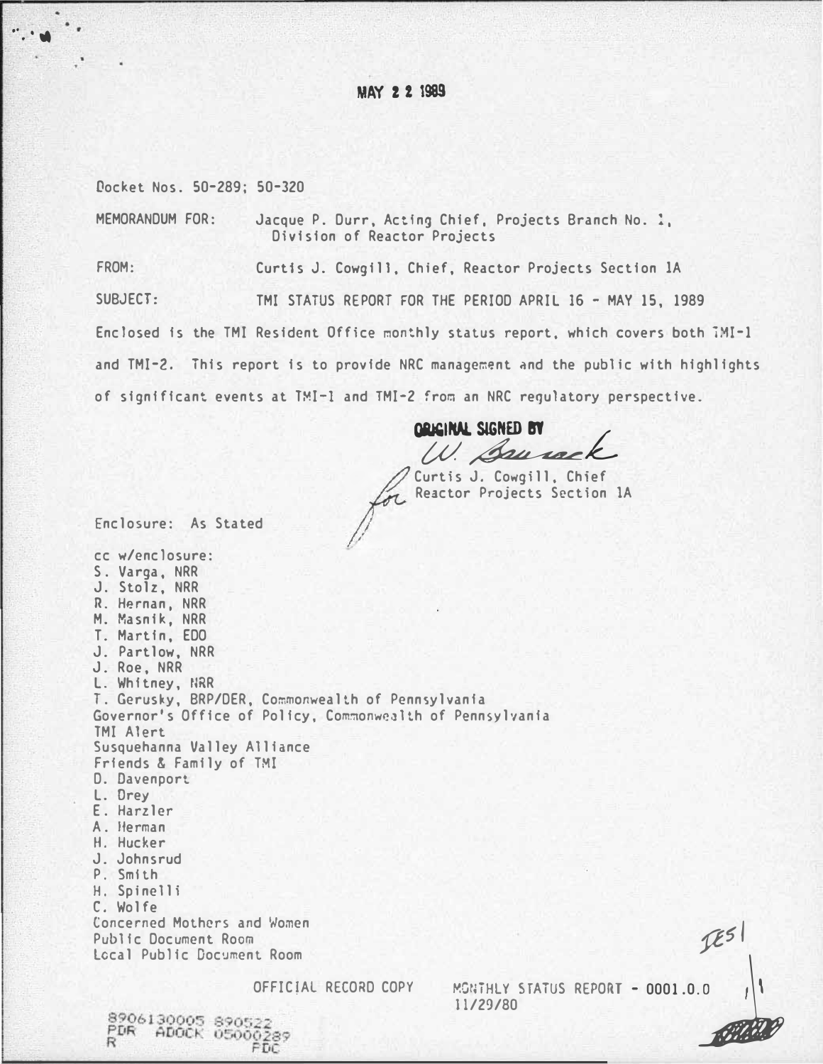MAY 2 2 1989

Docket Nos. 50-289; 50-320

MEMORANDUM FOR: Jacque P. Durr, Acting Chief, Projects Branch No. 1, Division of Reactor Projects

FROM: Curtis J. Cowgill, Chief, Reactor Projects Section 1A

SUBJECT: TMI STATUS REPORT FOR THE PERIOD APRIL 16 - MAY 15, 1989

Enclosed is the TMI Resident Office monthly status report, which covers both TMI-1 and TMI-2. This report is to provide NRC management and the public with highlights of significant events at TMI-1 and TMI-2 from an NRC regulatory perspective.

ORIGINAL SIGNED BY
W. Baunack
for Curtis J. Cowgill, Chief
Reactor Projects Section 1A

Enclosure: As Stated

cc w/enclosure:
S. Varga, NRR
J. Stolz, NRR
R. Hernan, NRR
M. Masnik, NRR
T. Martin, EDO
J. Partlow, NRR
J. Roe, NRR
L. Whitney, NRR
T. Gerusky, BRP/DER, Commonwealth of Pennsylvania
Governor's Office of Policy, Commonwealth of Pennsylvania
TMI Alert
Susquehanna Valley Alliance
Friends & Family of TMI
D. Davenport
L. Drey
E. Harzler
A. Herman
H. Hucker
J. Johnsrud
P. Smith
H. Spinelli
C. Wolfe
Concerned Mothers and Women
Public Document Room
Local Public Document Room

IE51

OFFICIAL RECORD COPY MONTHLY STATUS REPORT - 0001.0.0
11/29/80

8906130005 890522
PDR ADOCK 05000289
R PDC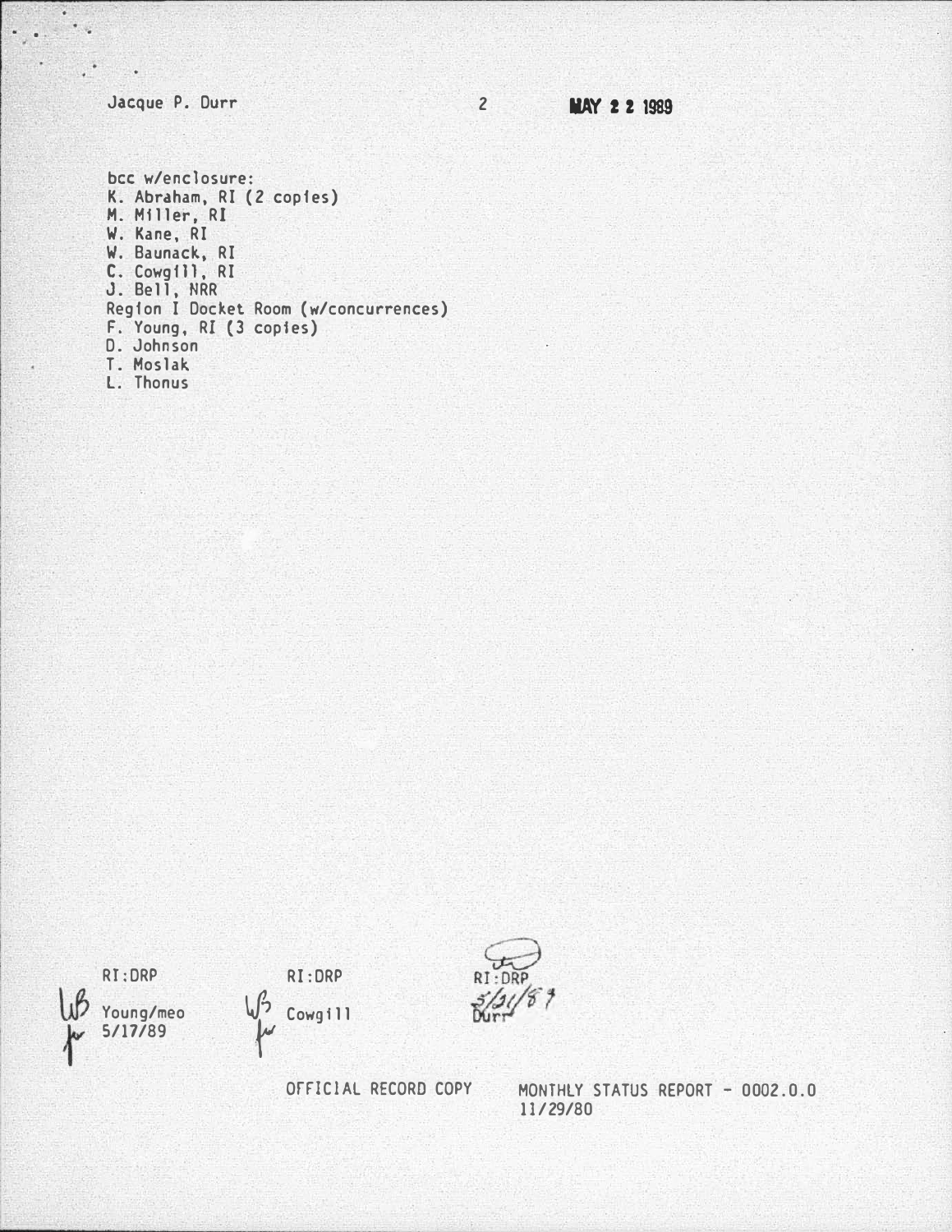Jacque P. Durr

MAY 2 2 1989

bcc w/enclosure:
K. Abraham, RI (2 copies)
M. Miller, RI
W. Kane, RI
W. Baunack, RI
C. Cowgill, RI
J. Bell, NRR
Region I Docket Room (w/concurrences)
F. Young, RI (3 copies)
D. Johnson
T. Moslak
L. Thonus

| RI:DRP | RI:DRP | RI:DRP |
|---|---|---|
| Young/meo | Cowgill | Durr |
| 5/17/89 | | 5/21/89 |

OFFICIAL RECORD COPY

MONTHLY STATUS REPORT - 0002.0.0
11/29/80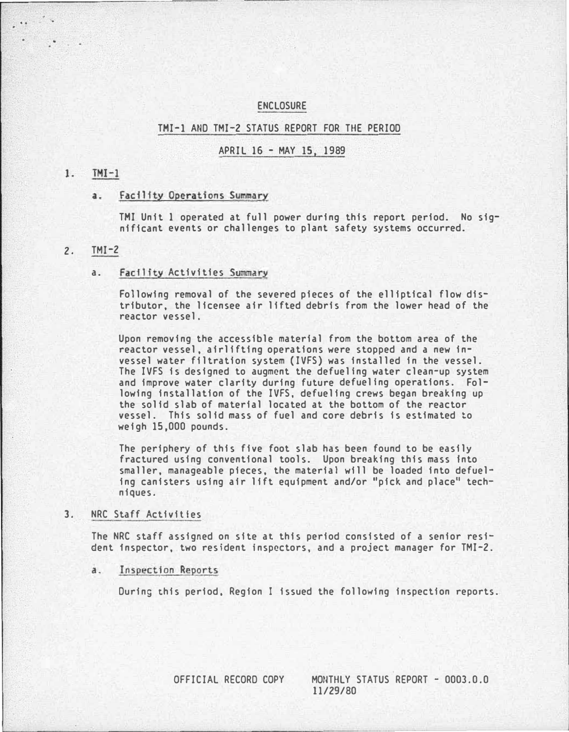# ENCLOSURE

## TMI-1 AND TMI-2 STATUS REPORT FOR THE PERIOD

## APRIL 16 - MAY 15, 1989

1. TMI-1

   a. Facility Operations Summary

   TMI Unit 1 operated at full power during this report period. No significant events or challenges to plant safety systems occurred.

2. TMI-2

   a. Facility Activities Summary

   Following removal of the severed pieces of the elliptical flow distributor, the licensee air lifted debris from the lower head of the reactor vessel.

   Upon removing the accessible material from the bottom area of the reactor vessel, airlifting operations were stopped and a new in-vessel water filtration system (IVFS) was installed in the vessel. The IVFS is designed to augment the defueling water clean-up system and improve water clarity during future defueling operations. Following installation of the IVFS, defueling crews began breaking up the solid slab of material located at the bottom of the reactor vessel. This solid mass of fuel and core debris is estimated to weigh 15,000 pounds.

   The periphery of this five foot slab has been found to be easily fractured using conventional tools. Upon breaking this mass into smaller, manageable pieces, the material will be loaded into defueling canisters using air lift equipment and/or "pick and place" techniques.

3. NRC Staff Activities

   The NRC staff assigned on site at this period consisted of a senior resident inspector, two resident inspectors, and a project manager for TMI-2.

   a. Inspection Reports

   During this period, Region I issued the following inspection reports.

OFFICIAL RECORD COPY MONTHLY STATUS REPORT - 0003.0.0 11/29/80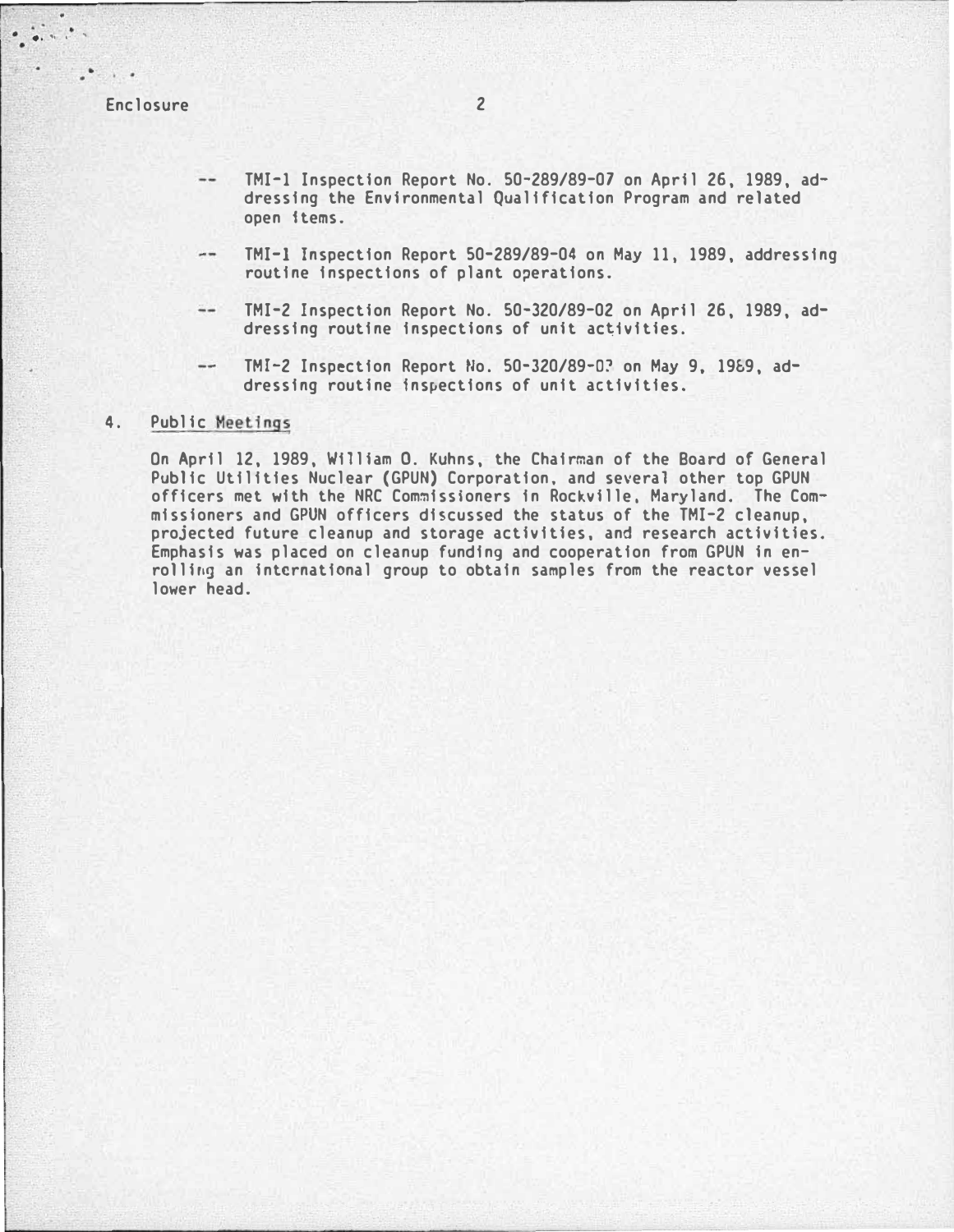Enclosure

- TMI-1 Inspection Report No. 50-289/89-07 on April 26, 1989, addressing the Environmental Qualification Program and related open items.

- TMI-1 Inspection Report 50-289/89-04 on May 11, 1989, addressing routine inspections of plant operations.

- TMI-2 Inspection Report No. 50-320/89-02 on April 26, 1989, addressing routine inspections of unit activities.

- TMI-2 Inspection Report No. 50-320/89-03 on May 9, 1989, addressing routine inspections of unit activities.

4. Public Meetings

On April 12, 1989, William O. Kuhns, the Chairman of the Board of General Public Utilities Nuclear (GPUN) Corporation, and several other top GPUN officers met with the NRC Commissioners in Rockville, Maryland. The Commissioners and GPUN officers discussed the status of the TMI-2 cleanup, projected future cleanup and storage activities, and research activities. Emphasis was placed on cleanup funding and cooperation from GPUN in enrolling an international group to obtain samples from the reactor vessel lower head.